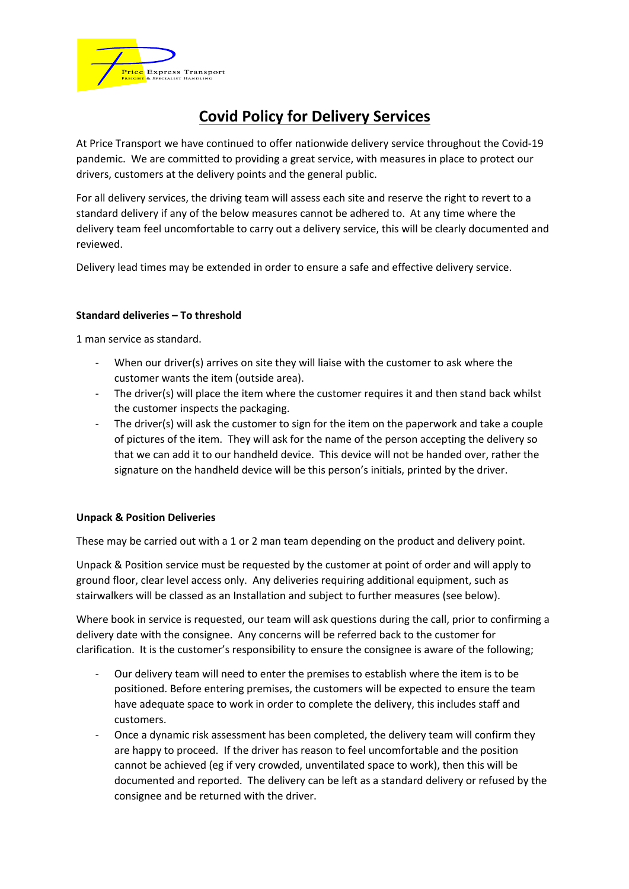Price Express Transport
Freight & Specialist Handling

# Covid Policy for Delivery Services

At Price Transport we have continued to offer nationwide delivery service throughout the Covid-19 pandemic. We are committed to providing a great service, with measures in place to protect our drivers, customers at the delivery points and the general public.

For all delivery services, the driving team will assess each site and reserve the right to revert to a standard delivery if any of the below measures cannot be adhered to. At any time where the delivery team feel uncomfortable to carry out a delivery service, this will be clearly documented and reviewed.

Delivery lead times may be extended in order to ensure a safe and effective delivery service.

**Standard deliveries – To threshold**

1 man service as standard.

- When our driver(s) arrives on site they will liaise with the customer to ask where the customer wants the item (outside area).
- The driver(s) will place the item where the customer requires it and then stand back whilst the customer inspects the packaging.
- The driver(s) will ask the customer to sign for the item on the paperwork and take a couple of pictures of the item. They will ask for the name of the person accepting the delivery so that we can add it to our handheld device. This device will not be handed over, rather the signature on the handheld device will be this person's initials, printed by the driver.

**Unpack & Position Deliveries**

These may be carried out with a 1 or 2 man team depending on the product and delivery point.

Unpack & Position service must be requested by the customer at point of order and will apply to ground floor, clear level access only. Any deliveries requiring additional equipment, such as stairwalkers will be classed as an Installation and subject to further measures (see below).

Where book in service is requested, our team will ask questions during the call, prior to confirming a delivery date with the consignee. Any concerns will be referred back to the customer for clarification. It is the customer's responsibility to ensure the consignee is aware of the following;

- Our delivery team will need to enter the premises to establish where the item is to be positioned. Before entering premises, the customers will be expected to ensure the team have adequate space to work in order to complete the delivery, this includes staff and customers.
- Once a dynamic risk assessment has been completed, the delivery team will confirm they are happy to proceed. If the driver has reason to feel uncomfortable and the position cannot be achieved (eg if very crowded, unventilated space to work), then this will be documented and reported. The delivery can be left as a standard delivery or refused by the consignee and be returned with the driver.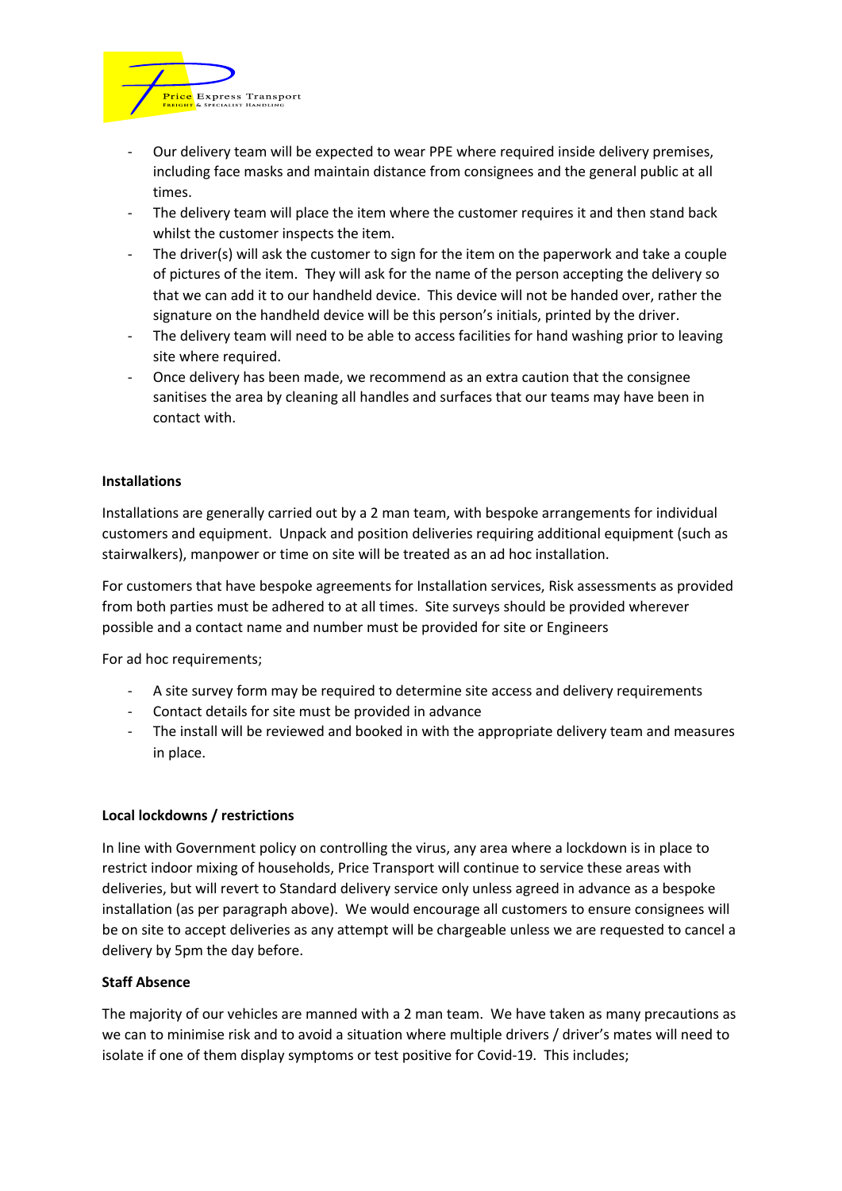- Our delivery team will be expected to wear PPE where required inside delivery premises, including face masks and maintain distance from consignees and the general public at all times.
- The delivery team will place the item where the customer requires it and then stand back whilst the customer inspects the item.
- The driver(s) will ask the customer to sign for the item on the paperwork and take a couple of pictures of the item. They will ask for the name of the person accepting the delivery so that we can add it to our handheld device. This device will not be handed over, rather the signature on the handheld device will be this person's initials, printed by the driver.
- The delivery team will need to be able to access facilities for hand washing prior to leaving site where required.
- Once delivery has been made, we recommend as an extra caution that the consignee sanitises the area by cleaning all handles and surfaces that our teams may have been in contact with.

**Installations**

Installations are generally carried out by a 2 man team, with bespoke arrangements for individual customers and equipment. Unpack and position deliveries requiring additional equipment (such as stairwalkers), manpower or time on site will be treated as an ad hoc installation.

For customers that have bespoke agreements for Installation services, Risk assessments as provided from both parties must be adhered to at all times. Site surveys should be provided wherever possible and a contact name and number must be provided for site or Engineers

For ad hoc requirements;

- A site survey form may be required to determine site access and delivery requirements
- Contact details for site must be provided in advance
- The install will be reviewed and booked in with the appropriate delivery team and measures in place.

**Local lockdowns / restrictions**

In line with Government policy on controlling the virus, any area where a lockdown is in place to restrict indoor mixing of households, Price Transport will continue to service these areas with deliveries, but will revert to Standard delivery service only unless agreed in advance as a bespoke installation (as per paragraph above). We would encourage all customers to ensure consignees will be on site to accept deliveries as any attempt will be chargeable unless we are requested to cancel a delivery by 5pm the day before.

**Staff Absence**

The majority of our vehicles are manned with a 2 man team. We have taken as many precautions as we can to minimise risk and to avoid a situation where multiple drivers / driver's mates will need to isolate if one of them display symptoms or test positive for Covid-19. This includes;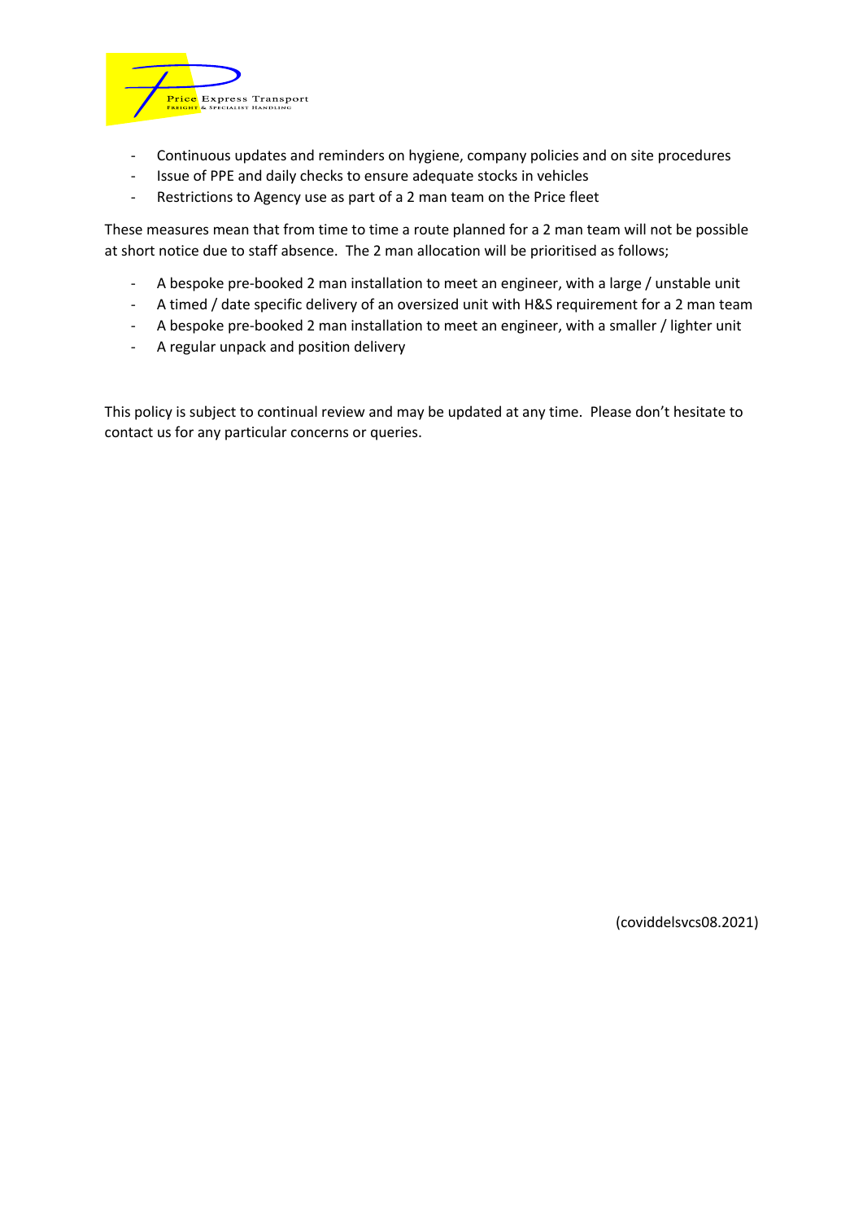- Continuous updates and reminders on hygiene, company policies and on site procedures
- Issue of PPE and daily checks to ensure adequate stocks in vehicles
- Restrictions to Agency use as part of a 2 man team on the Price fleet

These measures mean that from time to time a route planned for a 2 man team will not be possible at short notice due to staff absence. The 2 man allocation will be prioritised as follows;

- A bespoke pre-booked 2 man installation to meet an engineer, with a large / unstable unit
- A timed / date specific delivery of an oversized unit with H&S requirement for a 2 man team
- A bespoke pre-booked 2 man installation to meet an engineer, with a smaller / lighter unit
- A regular unpack and position delivery

This policy is subject to continual review and may be updated at any time. Please don't hesitate to contact us for any particular concerns or queries.

(coviddelsvcs08.2021)